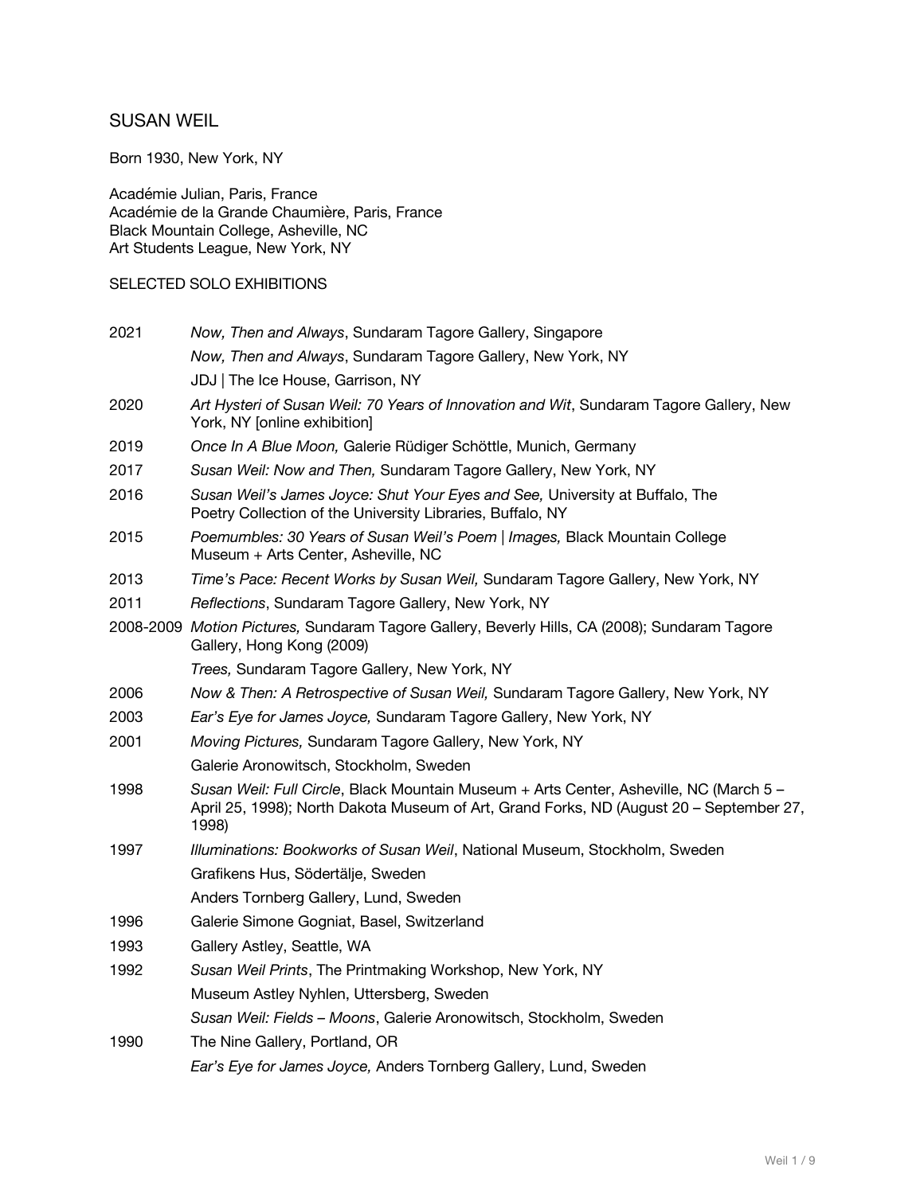# SUSAN WEIL

Born 1930, New York, NY

Académie Julian, Paris, France
Académie de la Grande Chaumière, Paris, France
Black Mountain College, Asheville, NC
Art Students League, New York, NY

## SELECTED SOLO EXHIBITIONS

| | |
|---|---|
| 2021 | *Now, Then and Always*, Sundaram Tagore Gallery, Singapore |
| | *Now, Then and Always*, Sundaram Tagore Gallery, New York, NY |
| | JDJ \| The Ice House, Garrison, NY |
| 2020 | *Art Hysteri of Susan Weil: 70 Years of Innovation and Wit*, Sundaram Tagore Gallery, New York, NY [online exhibition] |
| 2019 | *Once In A Blue Moon,* Galerie Rüdiger Schöttle, Munich, Germany |
| 2017 | *Susan Weil: Now and Then,* Sundaram Tagore Gallery, New York, NY |
| 2016 | *Susan Weil's James Joyce: Shut Your Eyes and See,* University at Buffalo, The Poetry Collection of the University Libraries, Buffalo, NY |
| 2015 | *Poemumbles: 30 Years of Susan Weil's Poem \| Images,* Black Mountain College Museum + Arts Center, Asheville, NC |
| 2013 | *Time's Pace: Recent Works by Susan Weil,* Sundaram Tagore Gallery, New York, NY |
| 2011 | *Reflections*, Sundaram Tagore Gallery, New York, NY |
| 2008-2009 | *Motion Pictures,* Sundaram Tagore Gallery, Beverly Hills, CA (2008); Sundaram Tagore Gallery, Hong Kong (2009) |
| | *Trees,* Sundaram Tagore Gallery, New York, NY |
| 2006 | *Now & Then: A Retrospective of Susan Weil,* Sundaram Tagore Gallery, New York, NY |
| 2003 | *Ear's Eye for James Joyce,* Sundaram Tagore Gallery, New York, NY |
| 2001 | *Moving Pictures,* Sundaram Tagore Gallery, New York, NY |
| | Galerie Aronowitsch, Stockholm, Sweden |
| 1998 | *Susan Weil: Full Circle*, Black Mountain Museum + Arts Center, Asheville, NC (March 5 – April 25, 1998); North Dakota Museum of Art, Grand Forks, ND (August 20 – September 27, 1998) |
| 1997 | *Illuminations: Bookworks of Susan Weil*, National Museum, Stockholm, Sweden |
| | Grafikens Hus, Södertälje, Sweden |
| | Anders Tornberg Gallery, Lund, Sweden |
| 1996 | Galerie Simone Gogniat, Basel, Switzerland |
| 1993 | Gallery Astley, Seattle, WA |
| 1992 | *Susan Weil Prints*, The Printmaking Workshop, New York, NY |
| | Museum Astley Nyhlen, Uttersberg, Sweden |
| | *Susan Weil: Fields – Moons*, Galerie Aronowitsch, Stockholm, Sweden |
| 1990 | The Nine Gallery, Portland, OR |
| | *Ear's Eye for James Joyce,* Anders Tornberg Gallery, Lund, Sweden |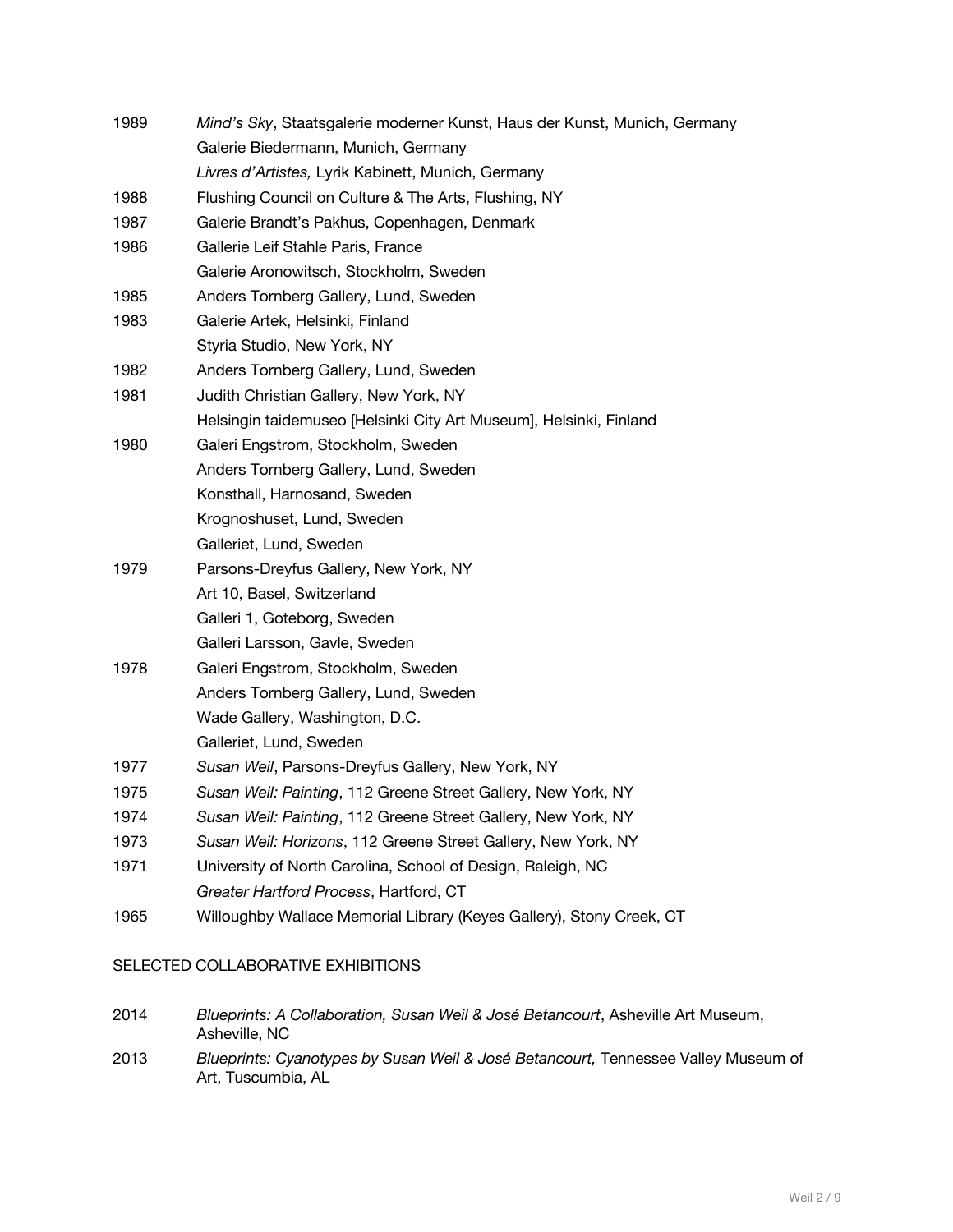1989 *Mind's Sky*, Staatsgalerie moderner Kunst, Haus der Kunst, Munich, Germany
Galerie Biedermann, Munich, Germany
*Livres d'Artistes,* Lyrik Kabinett, Munich, Germany

1988 Flushing Council on Culture & The Arts, Flushing, NY

1987 Galerie Brandt's Pakhus, Copenhagen, Denmark

1986 Gallerie Leif Stahle Paris, France
Galerie Aronowitsch, Stockholm, Sweden

1985 Anders Tornberg Gallery, Lund, Sweden

1983 Galerie Artek, Helsinki, Finland
Styria Studio, New York, NY

1982 Anders Tornberg Gallery, Lund, Sweden

1981 Judith Christian Gallery, New York, NY
Helsingin taidemuseo [Helsinki City Art Museum], Helsinki, Finland

1980 Galeri Engstrom, Stockholm, Sweden
Anders Tornberg Gallery, Lund, Sweden
Konsthall, Harnosand, Sweden
Krognoshuset, Lund, Sweden
Galleriet, Lund, Sweden

1979 Parsons-Dreyfus Gallery, New York, NY
Art 10, Basel, Switzerland
Galleri 1, Goteborg, Sweden
Galleri Larsson, Gavle, Sweden

1978 Galeri Engstrom, Stockholm, Sweden
Anders Tornberg Gallery, Lund, Sweden
Wade Gallery, Washington, D.C.
Galleriet, Lund, Sweden

1977 *Susan Weil*, Parsons-Dreyfus Gallery, New York, NY

1975 *Susan Weil: Painting*, 112 Greene Street Gallery, New York, NY

1974 *Susan Weil: Painting*, 112 Greene Street Gallery, New York, NY

1973 *Susan Weil: Horizons*, 112 Greene Street Gallery, New York, NY

1971 University of North Carolina, School of Design, Raleigh, NC
*Greater Hartford Process*, Hartford, CT

1965 Willoughby Wallace Memorial Library (Keyes Gallery), Stony Creek, CT

SELECTED COLLABORATIVE EXHIBITIONS

2014 *Blueprints: A Collaboration, Susan Weil & José Betancourt*, Asheville Art Museum, Asheville, NC

2013 *Blueprints: Cyanotypes by Susan Weil & José Betancourt,* Tennessee Valley Museum of Art, Tuscumbia, AL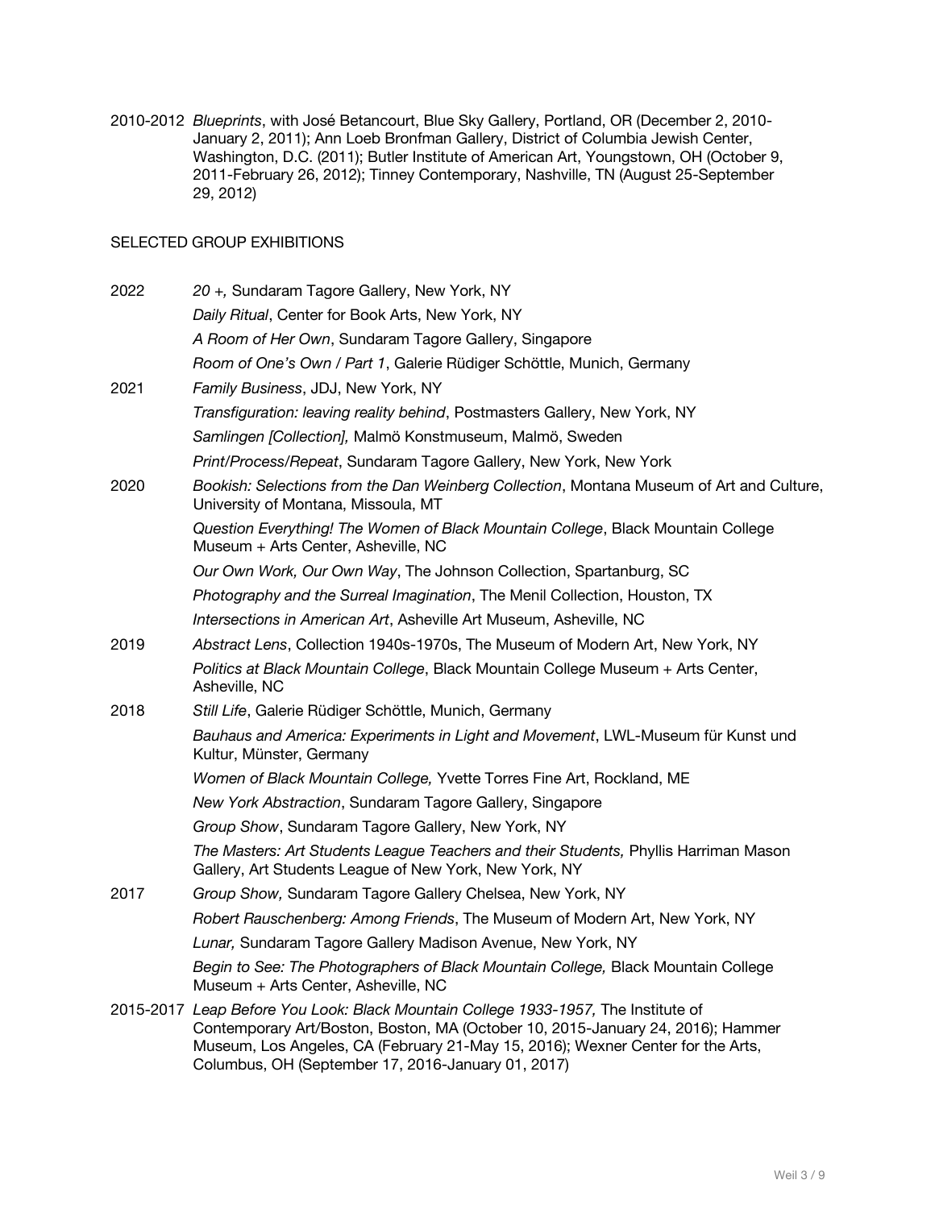2010-2012 *Blueprints*, with José Betancourt, Blue Sky Gallery, Portland, OR (December 2, 2010-January 2, 2011); Ann Loeb Bronfman Gallery, District of Columbia Jewish Center, Washington, D.C. (2011); Butler Institute of American Art, Youngstown, OH (October 9, 2011-February 26, 2012); Tinney Contemporary, Nashville, TN (August 25-September 29, 2012)

SELECTED GROUP EXHIBITIONS

2022 *20 +,* Sundaram Tagore Gallery, New York, NY

*Daily Ritual*, Center for Book Arts, New York, NY

*A Room of Her Own*, Sundaram Tagore Gallery, Singapore

*Room of One's Own / Part 1*, Galerie Rüdiger Schöttle, Munich, Germany

2021 *Family Business*, JDJ, New York, NY

*Transfiguration: leaving reality behind*, Postmasters Gallery, New York, NY

*Samlingen [Collection],* Malmö Konstmuseum, Malmö, Sweden

*Print/Process/Repeat*, Sundaram Tagore Gallery, New York, New York

2020 *Bookish: Selections from the Dan Weinberg Collection*, Montana Museum of Art and Culture, University of Montana, Missoula, MT

*Question Everything! The Women of Black Mountain College*, Black Mountain College Museum + Arts Center, Asheville, NC

*Our Own Work, Our Own Way*, The Johnson Collection, Spartanburg, SC

*Photography and the Surreal Imagination*, The Menil Collection, Houston, TX

*Intersections in American Art*, Asheville Art Museum, Asheville, NC

2019 *Abstract Lens*, Collection 1940s-1970s, The Museum of Modern Art, New York, NY

*Politics at Black Mountain College*, Black Mountain College Museum + Arts Center, Asheville, NC

2018 *Still Life*, Galerie Rüdiger Schöttle, Munich, Germany

*Bauhaus and America: Experiments in Light and Movement*, LWL-Museum für Kunst und Kultur, Münster, Germany

*Women of Black Mountain College,* Yvette Torres Fine Art, Rockland, ME

*New York Abstraction*, Sundaram Tagore Gallery, Singapore

*Group Show*, Sundaram Tagore Gallery, New York, NY

*The Masters: Art Students League Teachers and their Students,* Phyllis Harriman Mason Gallery, Art Students League of New York, New York, NY

2017 *Group Show,* Sundaram Tagore Gallery Chelsea, New York, NY

*Robert Rauschenberg: Among Friends*, The Museum of Modern Art, New York, NY

*Lunar,* Sundaram Tagore Gallery Madison Avenue, New York, NY

*Begin to See: The Photographers of Black Mountain College,* Black Mountain College Museum + Arts Center, Asheville, NC

2015-2017 *Leap Before You Look: Black Mountain College 1933-1957,* The Institute of Contemporary Art/Boston, Boston, MA (October 10, 2015-January 24, 2016); Hammer Museum, Los Angeles, CA (February 21-May 15, 2016); Wexner Center for the Arts, Columbus, OH (September 17, 2016-January 01, 2017)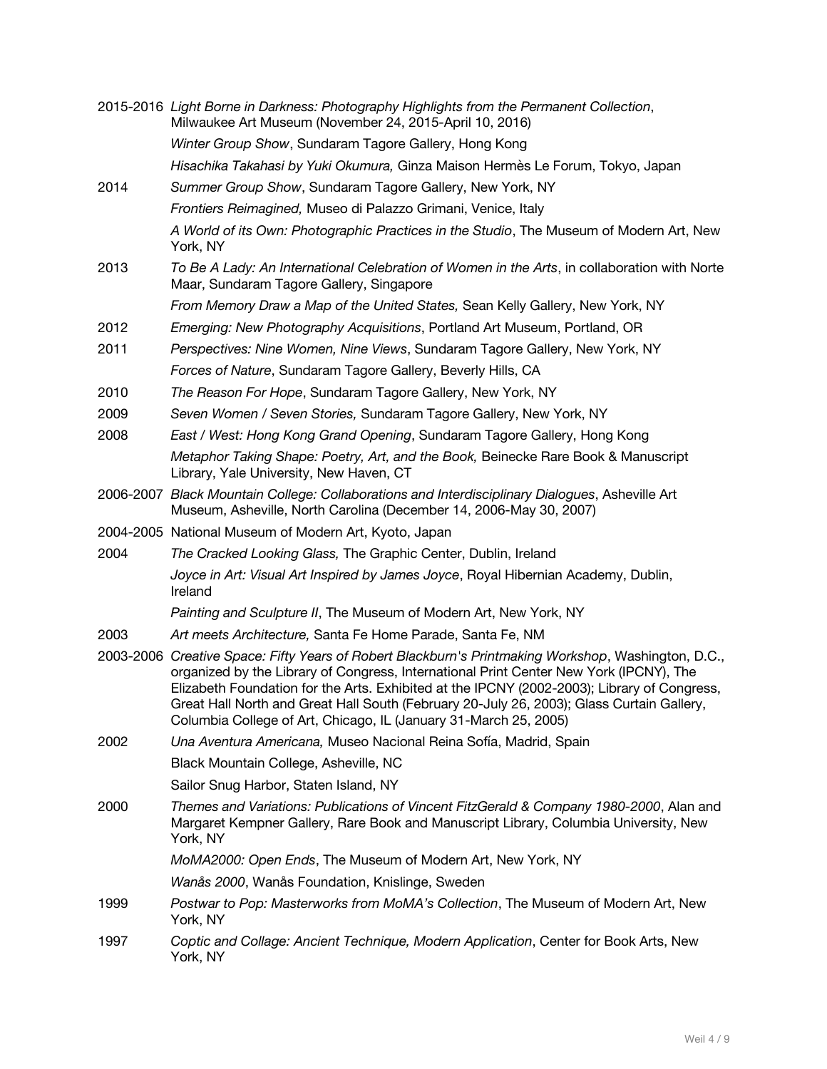2015-2016 *Light Borne in Darkness: Photography Highlights from the Permanent Collection*, Milwaukee Art Museum (November 24, 2015-April 10, 2016)

*Winter Group Show*, Sundaram Tagore Gallery, Hong Kong

*Hisachika Takahasi by Yuki Okumura,* Ginza Maison Hermès Le Forum, Tokyo, Japan

2014 *Summer Group Show*, Sundaram Tagore Gallery, New York, NY

*Frontiers Reimagined,* Museo di Palazzo Grimani, Venice, Italy

*A World of its Own: Photographic Practices in the Studio*, The Museum of Modern Art, New York, NY

2013 *To Be A Lady: An International Celebration of Women in the Arts*, in collaboration with Norte Maar, Sundaram Tagore Gallery, Singapore

*From Memory Draw a Map of the United States,* Sean Kelly Gallery, New York, NY

2012 *Emerging: New Photography Acquisitions*, Portland Art Museum, Portland, OR

2011 *Perspectives: Nine Women, Nine Views*, Sundaram Tagore Gallery, New York, NY

*Forces of Nature*, Sundaram Tagore Gallery, Beverly Hills, CA

2010 *The Reason For Hope*, Sundaram Tagore Gallery, New York, NY

2009 *Seven Women / Seven Stories,* Sundaram Tagore Gallery, New York, NY

2008 *East / West: Hong Kong Grand Opening*, Sundaram Tagore Gallery, Hong Kong

*Metaphor Taking Shape: Poetry, Art, and the Book,* Beinecke Rare Book & Manuscript Library, Yale University, New Haven, CT

2006-2007 *Black Mountain College: Collaborations and Interdisciplinary Dialogues*, Asheville Art Museum, Asheville, North Carolina (December 14, 2006-May 30, 2007)

2004-2005 National Museum of Modern Art, Kyoto, Japan

2004 *The Cracked Looking Glass,* The Graphic Center, Dublin, Ireland

*Joyce in Art: Visual Art Inspired by James Joyce*, Royal Hibernian Academy, Dublin, Ireland

*Painting and Sculpture II*, The Museum of Modern Art, New York, NY

2003 *Art meets Architecture,* Santa Fe Home Parade, Santa Fe, NM

2003-2006 *Creative Space: Fifty Years of Robert Blackburn's Printmaking Workshop*, Washington, D.C., organized by the Library of Congress, International Print Center New York (IPCNY), The Elizabeth Foundation for the Arts. Exhibited at the IPCNY (2002-2003); Library of Congress, Great Hall North and Great Hall South (February 20-July 26, 2003); Glass Curtain Gallery, Columbia College of Art, Chicago, IL (January 31-March 25, 2005)

2002 *Una Aventura Americana,* Museo Nacional Reina Sofía, Madrid, Spain

Black Mountain College, Asheville, NC

Sailor Snug Harbor, Staten Island, NY

2000 *Themes and Variations: Publications of Vincent FitzGerald & Company 1980-2000*, Alan and Margaret Kempner Gallery, Rare Book and Manuscript Library, Columbia University, New York, NY

*MoMA2000: Open Ends*, The Museum of Modern Art, New York, NY

*Wanås 2000*, Wanås Foundation, Knislinge, Sweden

1999 *Postwar to Pop: Masterworks from MoMA's Collection*, The Museum of Modern Art, New York, NY

1997 *Coptic and Collage: Ancient Technique, Modern Application*, Center for Book Arts, New York, NY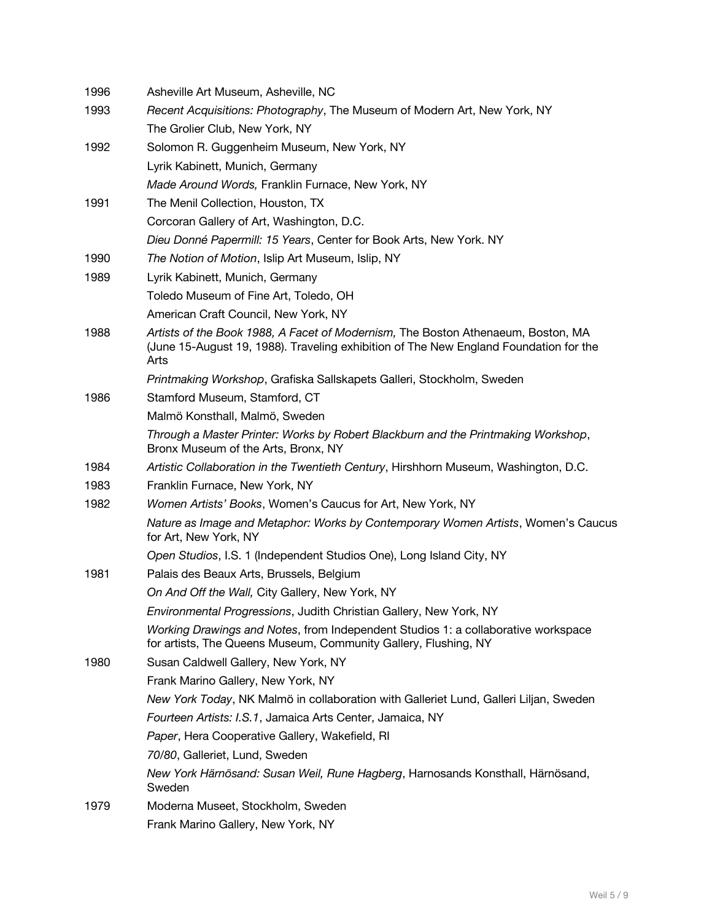| | |
|---|---|
| 1996 | Asheville Art Museum, Asheville, NC |
| 1993 | *Recent Acquisitions: Photography*, The Museum of Modern Art, New York, NY |
| | The Grolier Club, New York, NY |
| 1992 | Solomon R. Guggenheim Museum, New York, NY |
| | Lyrik Kabinett, Munich, Germany |
| | *Made Around Words,* Franklin Furnace, New York, NY |
| 1991 | The Menil Collection, Houston, TX |
| | Corcoran Gallery of Art, Washington, D.C. |
| | *Dieu Donné Papermill: 15 Years*, Center for Book Arts, New York. NY |
| 1990 | *The Notion of Motion*, Islip Art Museum, Islip, NY |
| 1989 | Lyrik Kabinett, Munich, Germany |
| | Toledo Museum of Fine Art, Toledo, OH |
| | American Craft Council, New York, NY |
| 1988 | *Artists of the Book 1988, A Facet of Modernism,* The Boston Athenaeum, Boston, MA (June 15-August 19, 1988). Traveling exhibition of The New England Foundation for the Arts |
| | *Printmaking Workshop*, Grafiska Sallskapets Galleri, Stockholm, Sweden |
| 1986 | Stamford Museum, Stamford, CT |
| | Malmö Konsthall, Malmö, Sweden |
| | *Through a Master Printer: Works by Robert Blackburn and the Printmaking Workshop*, Bronx Museum of the Arts, Bronx, NY |
| 1984 | *Artistic Collaboration in the Twentieth Century*, Hirshhorn Museum, Washington, D.C. |
| 1983 | Franklin Furnace, New York, NY |
| 1982 | *Women Artists' Books*, Women's Caucus for Art, New York, NY |
| | *Nature as Image and Metaphor: Works by Contemporary Women Artists*, Women's Caucus for Art, New York, NY |
| | *Open Studios*, I.S. 1 (Independent Studios One), Long Island City, NY |
| 1981 | Palais des Beaux Arts, Brussels, Belgium |
| | *On And Off the Wall,* City Gallery, New York, NY |
| | *Environmental Progressions*, Judith Christian Gallery, New York, NY |
| | *Working Drawings and Notes*, from Independent Studios 1: a collaborative workspace for artists, The Queens Museum, Community Gallery, Flushing, NY |
| 1980 | Susan Caldwell Gallery, New York, NY |
| | Frank Marino Gallery, New York, NY |
| | *New York Today*, NK Malmö in collaboration with Galleriet Lund, Galleri Liljan, Sweden |
| | *Fourteen Artists: I.S.1*, Jamaica Arts Center, Jamaica, NY |
| | *Paper*, Hera Cooperative Gallery, Wakefield, RI |
| | *70/80*, Galleriet, Lund, Sweden |
| | *New York Härnösand: Susan Weil, Rune Hagberg*, Harnosands Konsthall, Härnösand, Sweden |
| 1979 | Moderna Museet, Stockholm, Sweden |
| | Frank Marino Gallery, New York, NY |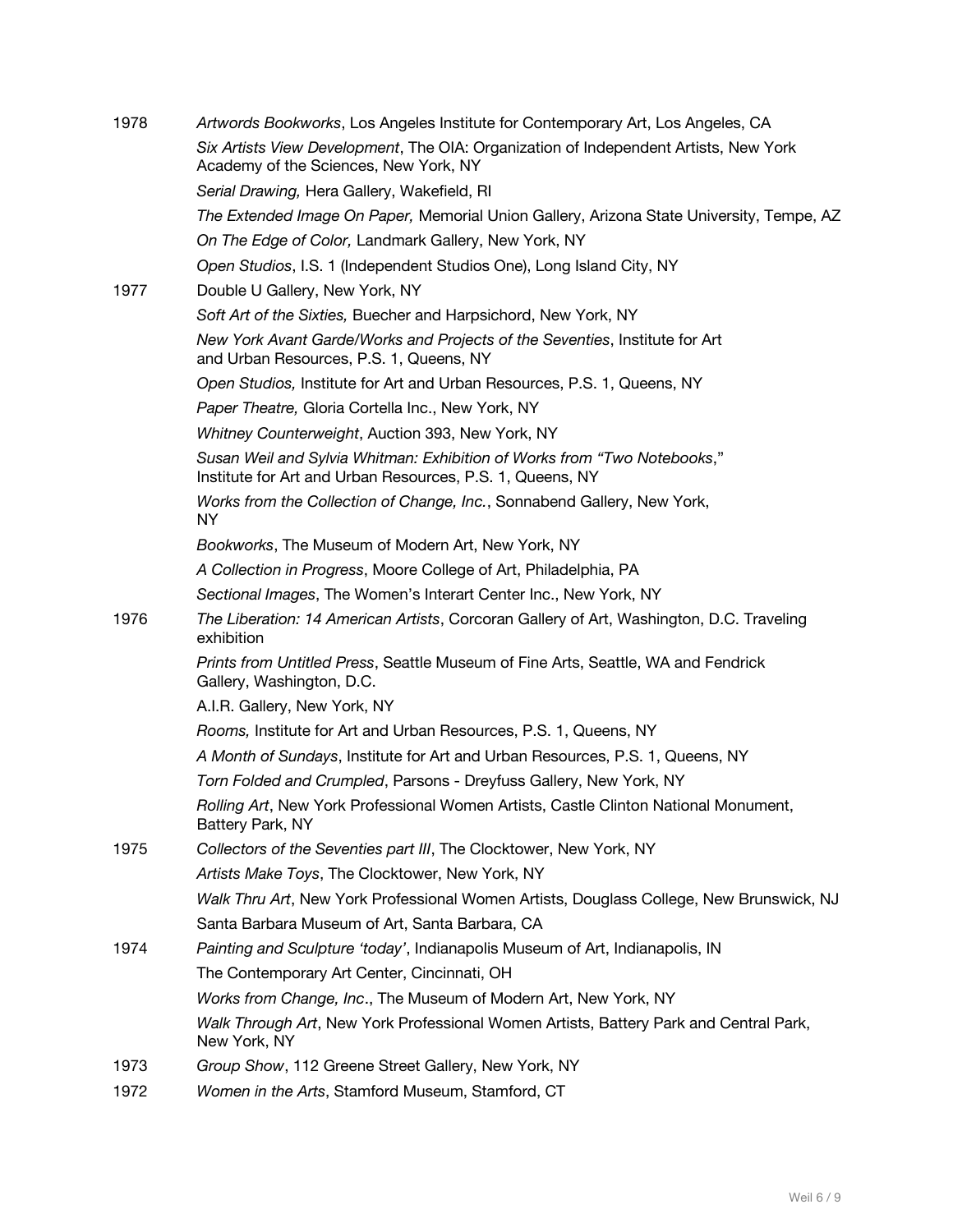| | |
|---|---|
| 1978 | *Artwords Bookworks*, Los Angeles Institute for Contemporary Art, Los Angeles, CA |
| | *Six Artists View Development*, The OIA: Organization of Independent Artists, New York Academy of the Sciences, New York, NY |
| | *Serial Drawing,* Hera Gallery, Wakefield, RI |
| | *The Extended Image On Paper,* Memorial Union Gallery, Arizona State University, Tempe, AZ |
| | *On The Edge of Color,* Landmark Gallery, New York, NY |
| | *Open Studios*, I.S. 1 (Independent Studios One), Long Island City, NY |
| 1977 | Double U Gallery, New York, NY |
| | *Soft Art of the Sixties,* Buecher and Harpsichord, New York, NY |
| | *New York Avant Garde/Works and Projects of the Seventies*, Institute for Art and Urban Resources, P.S. 1, Queens, NY |
| | *Open Studios,* Institute for Art and Urban Resources, P.S. 1, Queens, NY |
| | *Paper Theatre,* Gloria Cortella Inc., New York, NY |
| | *Whitney Counterweight*, Auction 393, New York, NY |
| | *Susan Weil and Sylvia Whitman: Exhibition of Works from "Two Notebooks*," Institute for Art and Urban Resources, P.S. 1, Queens, NY |
| | *Works from the Collection of Change, Inc.*, Sonnabend Gallery, New York, NY |
| | *Bookworks*, The Museum of Modern Art, New York, NY |
| | *A Collection in Progress*, Moore College of Art, Philadelphia, PA |
| | *Sectional Images*, The Women's Interart Center Inc., New York, NY |
| 1976 | *The Liberation: 14 American Artists*, Corcoran Gallery of Art, Washington, D.C. Traveling exhibition |
| | *Prints from Untitled Press*, Seattle Museum of Fine Arts, Seattle, WA and Fendrick Gallery, Washington, D.C. |
| | A.I.R. Gallery, New York, NY |
| | *Rooms,* Institute for Art and Urban Resources, P.S. 1, Queens, NY |
| | *A Month of Sundays*, Institute for Art and Urban Resources, P.S. 1, Queens, NY |
| | *Torn Folded and Crumpled*, Parsons - Dreyfuss Gallery, New York, NY |
| | *Rolling Art*, New York Professional Women Artists, Castle Clinton National Monument, Battery Park, NY |
| 1975 | *Collectors of the Seventies part III*, The Clocktower, New York, NY |
| | *Artists Make Toys*, The Clocktower, New York, NY |
| | *Walk Thru Art*, New York Professional Women Artists, Douglass College, New Brunswick, NJ |
| | Santa Barbara Museum of Art, Santa Barbara, CA |
| 1974 | *Painting and Sculpture 'today'*, Indianapolis Museum of Art, Indianapolis, IN |
| | The Contemporary Art Center, Cincinnati, OH |
| | *Works from Change, Inc*., The Museum of Modern Art, New York, NY |
| | *Walk Through Art*, New York Professional Women Artists, Battery Park and Central Park, New York, NY |
| 1973 | *Group Show*, 112 Greene Street Gallery, New York, NY |
| 1972 | *Women in the Arts*, Stamford Museum, Stamford, CT |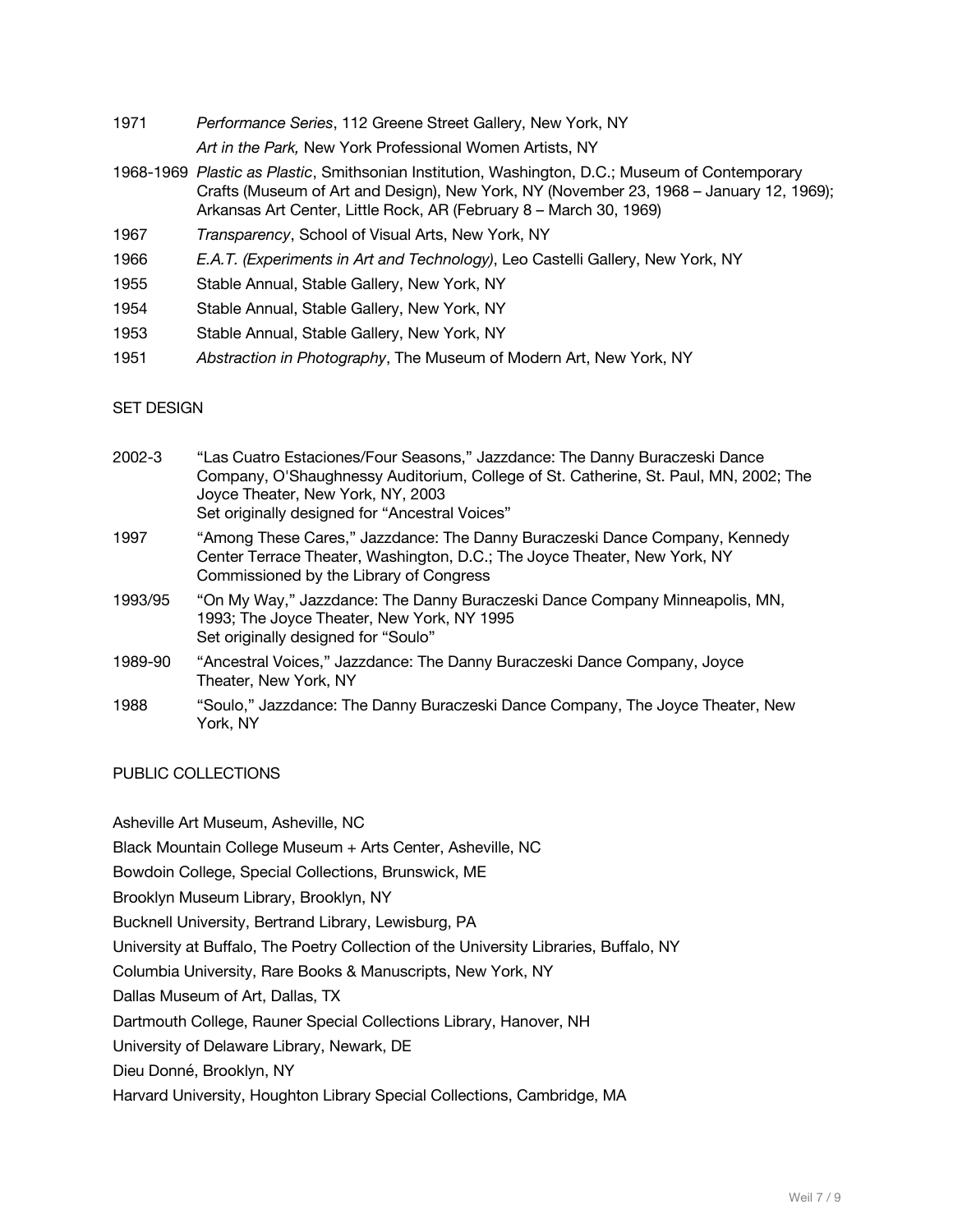1971 *Performance Series*, 112 Greene Street Gallery, New York, NY

*Art in the Park,* New York Professional Women Artists, NY

1968-1969 *Plastic as Plastic*, Smithsonian Institution, Washington, D.C.; Museum of Contemporary Crafts (Museum of Art and Design), New York, NY (November 23, 1968 – January 12, 1969); Arkansas Art Center, Little Rock, AR (February 8 – March 30, 1969)

1967 *Transparency*, School of Visual Arts, New York, NY

1966 *E.A.T. (Experiments in Art and Technology)*, Leo Castelli Gallery, New York, NY

1955 Stable Annual, Stable Gallery, New York, NY

1954 Stable Annual, Stable Gallery, New York, NY

1953 Stable Annual, Stable Gallery, New York, NY

1951 *Abstraction in Photography*, The Museum of Modern Art, New York, NY

## SET DESIGN

2002-3 "Las Cuatro Estaciones/Four Seasons," Jazzdance: The Danny Buraczeski Dance Company, O'Shaughnessy Auditorium, College of St. Catherine, St. Paul, MN, 2002; The Joyce Theater, New York, NY, 2003
Set originally designed for "Ancestral Voices"

1997 "Among These Cares," Jazzdance: The Danny Buraczeski Dance Company, Kennedy Center Terrace Theater, Washington, D.C.; The Joyce Theater, New York, NY
Commissioned by the Library of Congress

1993/95 "On My Way," Jazzdance: The Danny Buraczeski Dance Company Minneapolis, MN, 1993; The Joyce Theater, New York, NY 1995
Set originally designed for "Soulo"

1989-90 "Ancestral Voices," Jazzdance: The Danny Buraczeski Dance Company, Joyce Theater, New York, NY

1988 "Soulo," Jazzdance: The Danny Buraczeski Dance Company, The Joyce Theater, New York, NY

## PUBLIC COLLECTIONS

Asheville Art Museum, Asheville, NC

Black Mountain College Museum + Arts Center, Asheville, NC

Bowdoin College, Special Collections, Brunswick, ME

Brooklyn Museum Library, Brooklyn, NY

Bucknell University, Bertrand Library, Lewisburg, PA

University at Buffalo, The Poetry Collection of the University Libraries, Buffalo, NY

Columbia University, Rare Books & Manuscripts, New York, NY

Dallas Museum of Art, Dallas, TX

Dartmouth College, Rauner Special Collections Library, Hanover, NH

University of Delaware Library, Newark, DE

Dieu Donné, Brooklyn, NY

Harvard University, Houghton Library Special Collections, Cambridge, MA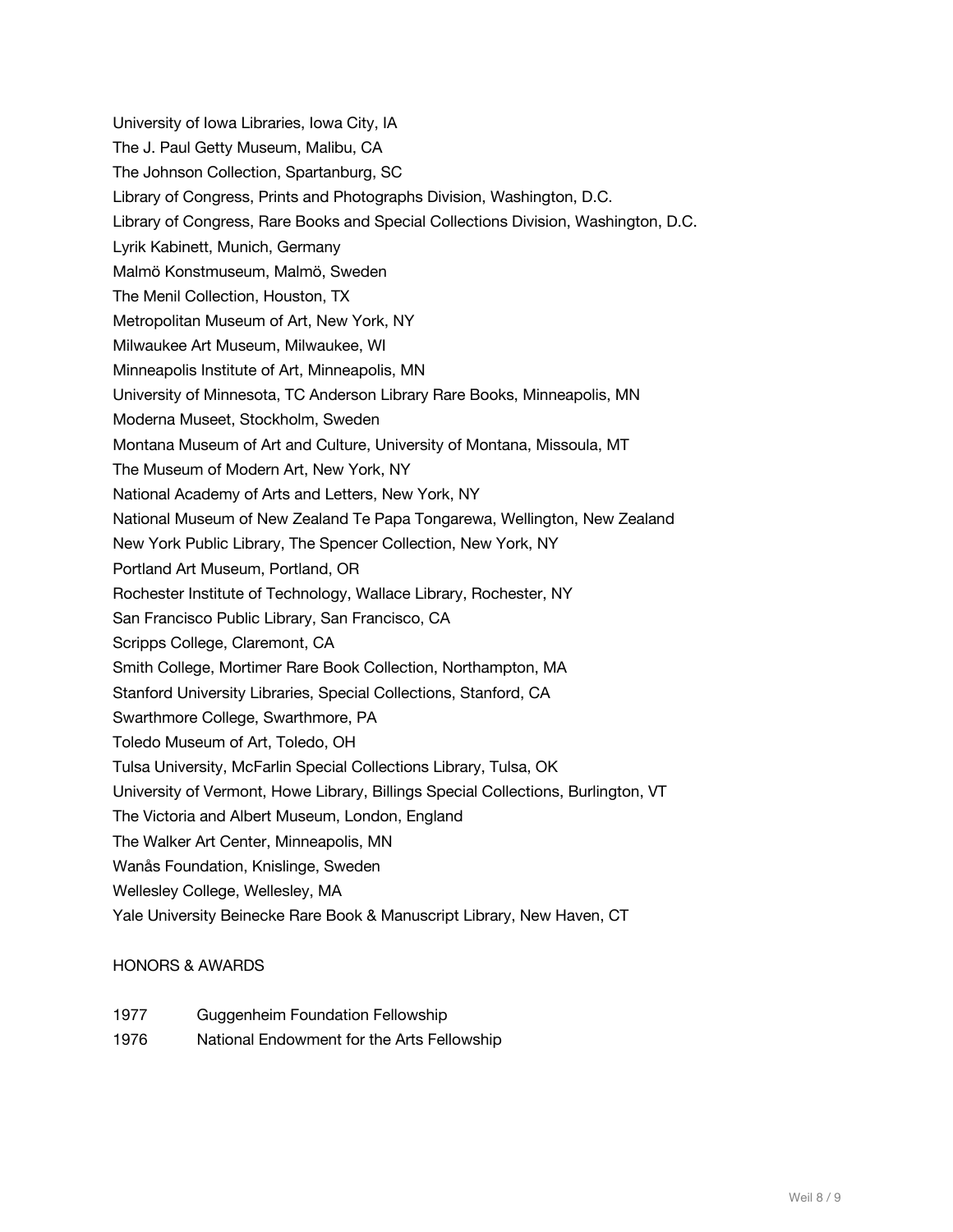University of Iowa Libraries, Iowa City, IA
The J. Paul Getty Museum, Malibu, CA
The Johnson Collection, Spartanburg, SC
Library of Congress, Prints and Photographs Division, Washington, D.C.
Library of Congress, Rare Books and Special Collections Division, Washington, D.C.
Lyrik Kabinett, Munich, Germany
Malmö Konstmuseum, Malmö, Sweden
The Menil Collection, Houston, TX
Metropolitan Museum of Art, New York, NY
Milwaukee Art Museum, Milwaukee, WI
Minneapolis Institute of Art, Minneapolis, MN
University of Minnesota, TC Anderson Library Rare Books, Minneapolis, MN
Moderna Museet, Stockholm, Sweden
Montana Museum of Art and Culture, University of Montana, Missoula, MT
The Museum of Modern Art, New York, NY
National Academy of Arts and Letters, New York, NY
National Museum of New Zealand Te Papa Tongarewa, Wellington, New Zealand
New York Public Library, The Spencer Collection, New York, NY
Portland Art Museum, Portland, OR
Rochester Institute of Technology, Wallace Library, Rochester, NY
San Francisco Public Library, San Francisco, CA
Scripps College, Claremont, CA
Smith College, Mortimer Rare Book Collection, Northampton, MA
Stanford University Libraries, Special Collections, Stanford, CA
Swarthmore College, Swarthmore, PA
Toledo Museum of Art, Toledo, OH
Tulsa University, McFarlin Special Collections Library, Tulsa, OK
University of Vermont, Howe Library, Billings Special Collections, Burlington, VT
The Victoria and Albert Museum, London, England
The Walker Art Center, Minneapolis, MN
Wanås Foundation, Knislinge, Sweden
Wellesley College, Wellesley, MA
Yale University Beinecke Rare Book & Manuscript Library, New Haven, CT

HONORS & AWARDS

1977 Guggenheim Foundation Fellowship
1976 National Endowment for the Arts Fellowship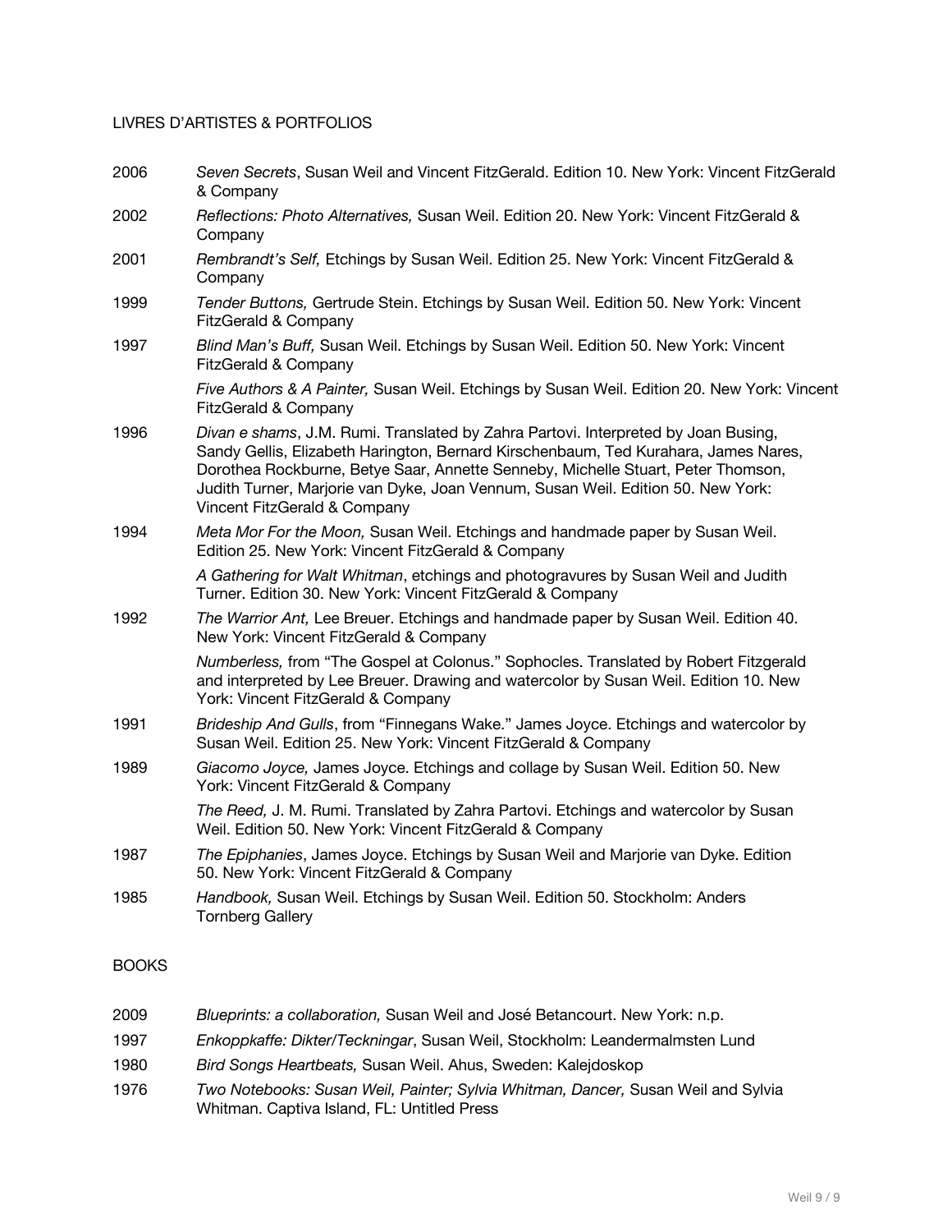## LIVRES D'ARTISTES & PORTFOLIOS

| | |
|---|---|
| 2006 | *Seven Secrets*, Susan Weil and Vincent FitzGerald. Edition 10. New York: Vincent FitzGerald & Company |
| 2002 | *Reflections: Photo Alternatives,* Susan Weil. Edition 20. New York: Vincent FitzGerald & Company |
| 2001 | *Rembrandt's Self,* Etchings by Susan Weil. Edition 25. New York: Vincent FitzGerald & Company |
| 1999 | *Tender Buttons,* Gertrude Stein. Etchings by Susan Weil. Edition 50. New York: Vincent FitzGerald & Company |
| 1997 | *Blind Man's Buff,* Susan Weil. Etchings by Susan Weil. Edition 50. New York: Vincent FitzGerald & Company |
| | *Five Authors & A Painter,* Susan Weil. Etchings by Susan Weil. Edition 20. New York: Vincent FitzGerald & Company |
| 1996 | *Divan e shams*, J.M. Rumi. Translated by Zahra Partovi. Interpreted by Joan Busing, Sandy Gellis, Elizabeth Harington, Bernard Kirschenbaum, Ted Kurahara, James Nares, Dorothea Rockburne, Betye Saar, Annette Senneby, Michelle Stuart, Peter Thomson, Judith Turner, Marjorie van Dyke, Joan Vennum, Susan Weil. Edition 50. New York: Vincent FitzGerald & Company |
| 1994 | *Meta Mor For the Moon,* Susan Weil. Etchings and handmade paper by Susan Weil. Edition 25. New York: Vincent FitzGerald & Company |
| | *A Gathering for Walt Whitman*, etchings and photogravures by Susan Weil and Judith Turner. Edition 30. New York: Vincent FitzGerald & Company |
| 1992 | *The Warrior Ant,* Lee Breuer. Etchings and handmade paper by Susan Weil. Edition 40. New York: Vincent FitzGerald & Company |
| | *Numberless,* from "The Gospel at Colonus." Sophocles. Translated by Robert Fitzgerald and interpreted by Lee Breuer. Drawing and watercolor by Susan Weil. Edition 10. New York: Vincent FitzGerald & Company |
| 1991 | *Brideship And Gulls*, from "Finnegans Wake." James Joyce. Etchings and watercolor by Susan Weil. Edition 25. New York: Vincent FitzGerald & Company |
| 1989 | *Giacomo Joyce,* James Joyce. Etchings and collage by Susan Weil. Edition 50. New York: Vincent FitzGerald & Company |
| | *The Reed,* J. M. Rumi. Translated by Zahra Partovi. Etchings and watercolor by Susan Weil. Edition 50. New York: Vincent FitzGerald & Company |
| 1987 | *The Epiphanies*, James Joyce. Etchings by Susan Weil and Marjorie van Dyke. Edition 50. New York: Vincent FitzGerald & Company |
| 1985 | *Handbook,* Susan Weil. Etchings by Susan Weil. Edition 50. Stockholm: Anders Tornberg Gallery |

## BOOKS

| | |
|---|---|
| 2009 | *Blueprints: a collaboration,* Susan Weil and José Betancourt. New York: n.p. |
| 1997 | *Enkoppkaffe: Dikter/Teckningar*, Susan Weil, Stockholm: Leandermalmsten Lund |
| 1980 | *Bird Songs Heartbeats,* Susan Weil. Ahus, Sweden: Kalejdoskop |
| 1976 | *Two Notebooks: Susan Weil, Painter; Sylvia Whitman, Dancer,* Susan Weil and Sylvia Whitman. Captiva Island, FL: Untitled Press |